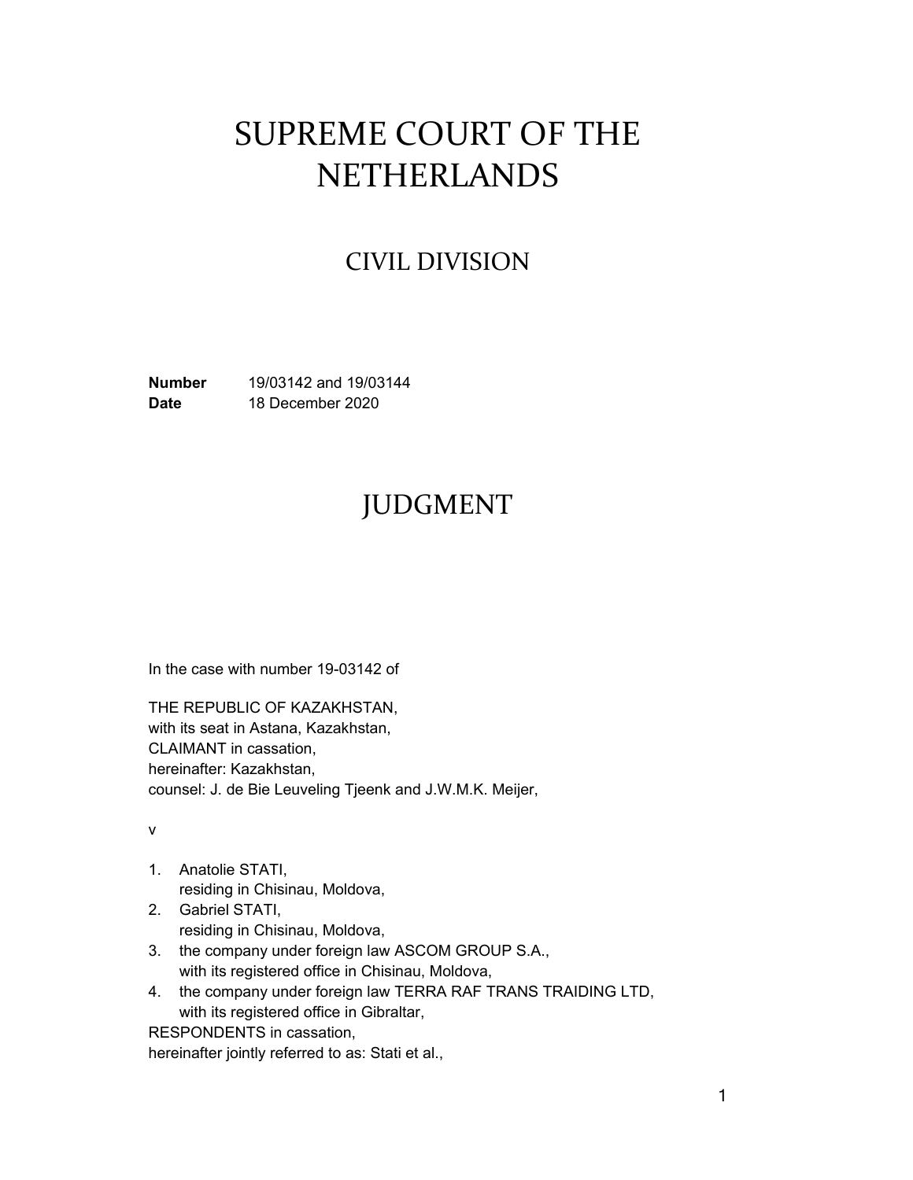# SUPREME COURT OF THE NETHERLANDS

## CIVIL DIVISION

**Number** 19/03142 and 19/03144
**Date** 18 December 2020

# JUDGMENT

In the case with number 19-03142 of

THE REPUBLIC OF KAZAKHSTAN,
with its seat in Astana, Kazakhstan,
CLAIMANT in cassation,
hereinafter: Kazakhstan,
counsel: J. de Bie Leuveling Tjeenk and J.W.M.K. Meijer,

v

1. Anatolie STATI,
   residing in Chisinau, Moldova,
2. Gabriel STATI,
   residing in Chisinau, Moldova,
3. the company under foreign law ASCOM GROUP S.A.,
   with its registered office in Chisinau, Moldova,
4. the company under foreign law TERRA RAF TRANS TRAIDING LTD,
   with its registered office in Gibraltar,

RESPONDENTS in cassation,
hereinafter jointly referred to as: Stati et al.,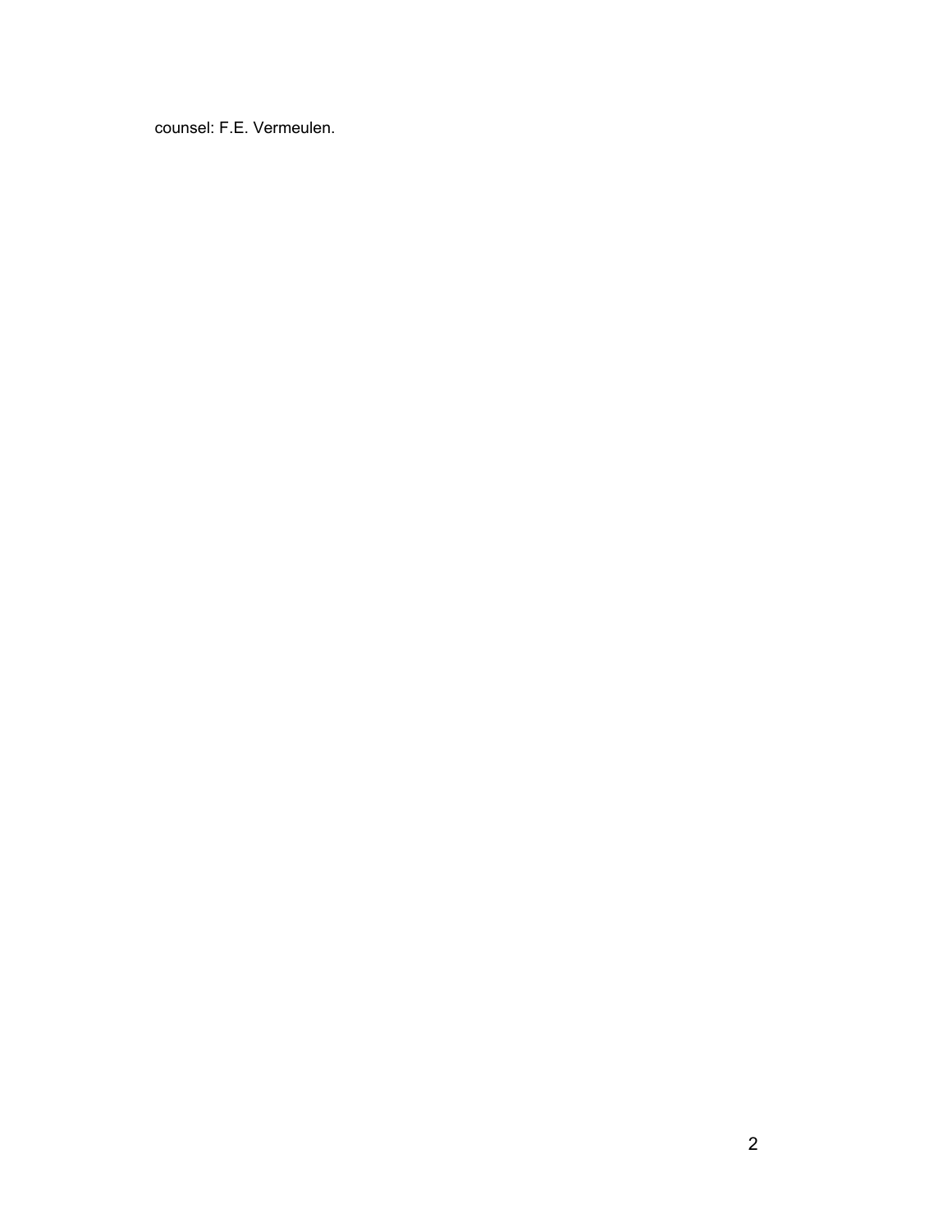counsel: F.E. Vermeulen.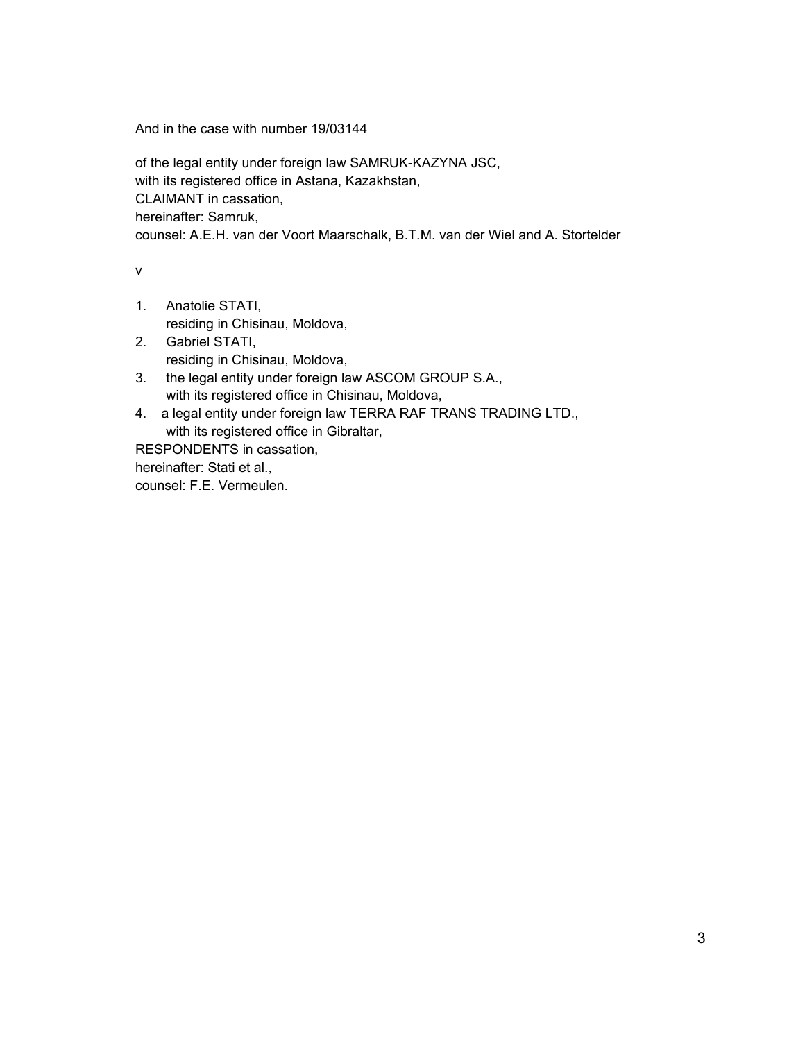And in the case with number 19/03144

of the legal entity under foreign law SAMRUK-KAZYNA JSC,
with its registered office in Astana, Kazakhstan,
CLAIMANT in cassation,
hereinafter: Samruk,
counsel: A.E.H. van der Voort Maarschalk, B.T.M. van der Wiel and A. Stortelder

v

1. Anatolie STATI,
   residing in Chisinau, Moldova,
2. Gabriel STATI,
   residing in Chisinau, Moldova,
3. the legal entity under foreign law ASCOM GROUP S.A.,
   with its registered office in Chisinau, Moldova,
4. a legal entity under foreign law TERRA RAF TRANS TRADING LTD.,
   with its registered office in Gibraltar,

RESPONDENTS in cassation,
hereinafter: Stati et al.,
counsel: F.E. Vermeulen.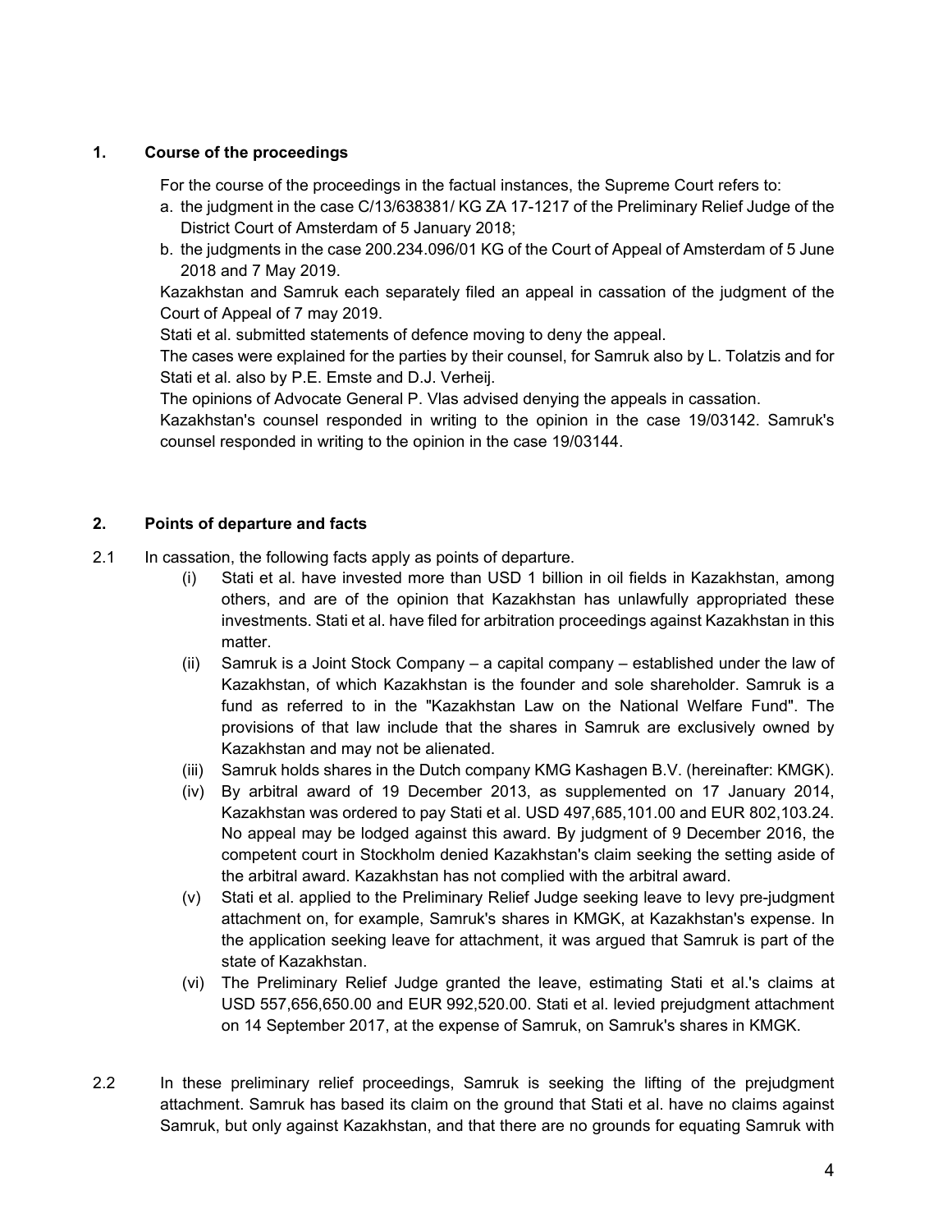## 1. Course of the proceedings

For the course of the proceedings in the factual instances, the Supreme Court refers to:

a. the judgment in the case C/13/638381/ KG ZA 17-1217 of the Preliminary Relief Judge of the District Court of Amsterdam of 5 January 2018;
b. the judgments in the case 200.234.096/01 KG of the Court of Appeal of Amsterdam of 5 June 2018 and 7 May 2019.

Kazakhstan and Samruk each separately filed an appeal in cassation of the judgment of the Court of Appeal of 7 may 2019.

Stati et al. submitted statements of defence moving to deny the appeal.

The cases were explained for the parties by their counsel, for Samruk also by L. Tolatzis and for Stati et al. also by P.E. Emste and D.J. Verheij.

The opinions of Advocate General P. Vlas advised denying the appeals in cassation.

Kazakhstan's counsel responded in writing to the opinion in the case 19/03142. Samruk's counsel responded in writing to the opinion in the case 19/03144.

## 2. Points of departure and facts

2.1 In cassation, the following facts apply as points of departure.

(i) Stati et al. have invested more than USD 1 billion in oil fields in Kazakhstan, among others, and are of the opinion that Kazakhstan has unlawfully appropriated these investments. Stati et al. have filed for arbitration proceedings against Kazakhstan in this matter.

(ii) Samruk is a Joint Stock Company – a capital company – established under the law of Kazakhstan, of which Kazakhstan is the founder and sole shareholder. Samruk is a fund as referred to in the "Kazakhstan Law on the National Welfare Fund". The provisions of that law include that the shares in Samruk are exclusively owned by Kazakhstan and may not be alienated.

(iii) Samruk holds shares in the Dutch company KMG Kashagen B.V. (hereinafter: KMGK).

(iv) By arbitral award of 19 December 2013, as supplemented on 17 January 2014, Kazakhstan was ordered to pay Stati et al. USD 497,685,101.00 and EUR 802,103.24. No appeal may be lodged against this award. By judgment of 9 December 2016, the competent court in Stockholm denied Kazakhstan's claim seeking the setting aside of the arbitral award. Kazakhstan has not complied with the arbitral award.

(v) Stati et al. applied to the Preliminary Relief Judge seeking leave to levy pre-judgment attachment on, for example, Samruk's shares in KMGK, at Kazakhstan's expense. In the application seeking leave for attachment, it was argued that Samruk is part of the state of Kazakhstan.

(vi) The Preliminary Relief Judge granted the leave, estimating Stati et al.'s claims at USD 557,656,650.00 and EUR 992,520.00. Stati et al. levied prejudgment attachment on 14 September 2017, at the expense of Samruk, on Samruk's shares in KMGK.

2.2 In these preliminary relief proceedings, Samruk is seeking the lifting of the prejudgment attachment. Samruk has based its claim on the ground that Stati et al. have no claims against Samruk, but only against Kazakhstan, and that there are no grounds for equating Samruk with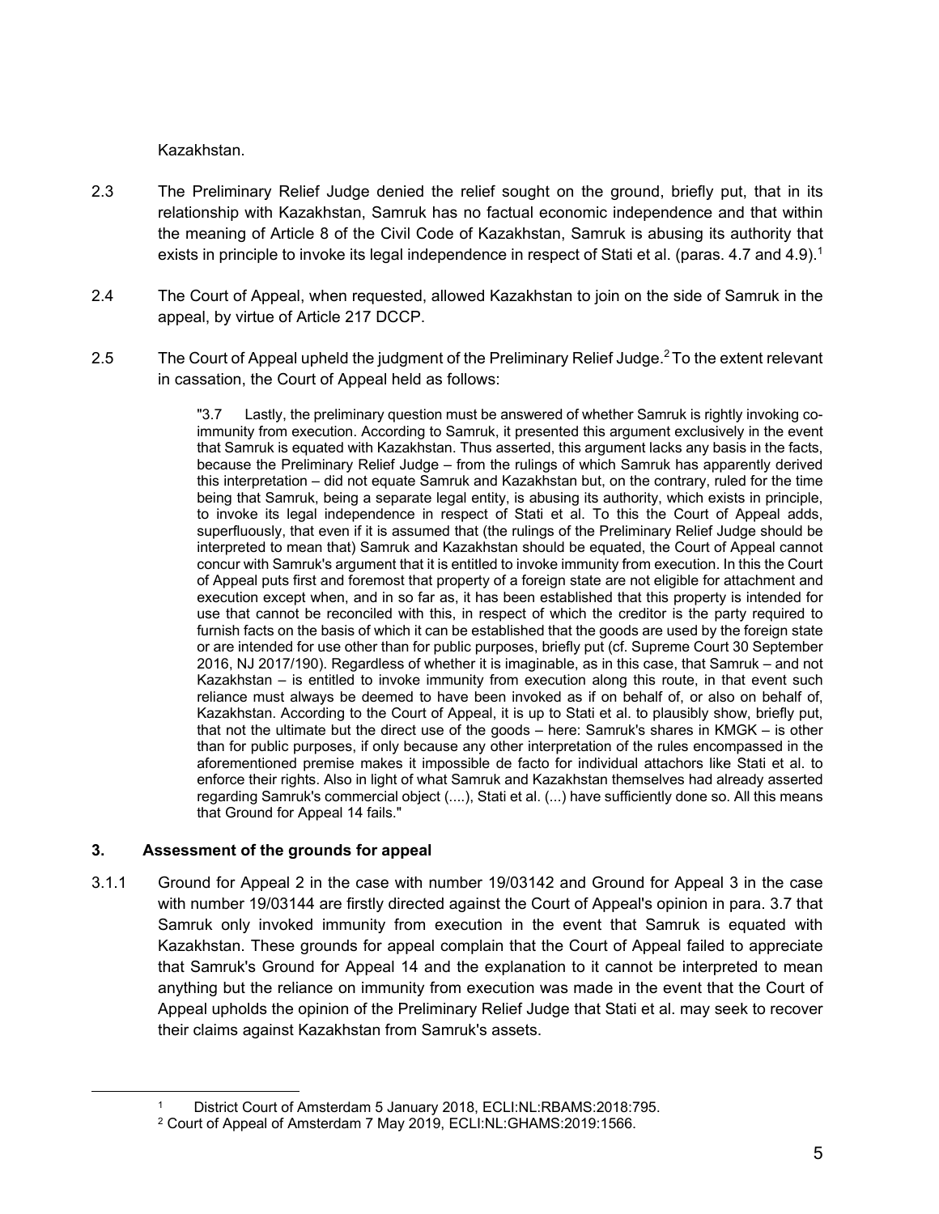Kazakhstan.

2.3 The Preliminary Relief Judge denied the relief sought on the ground, briefly put, that in its relationship with Kazakhstan, Samruk has no factual economic independence and that within the meaning of Article 8 of the Civil Code of Kazakhstan, Samruk is abusing its authority that exists in principle to invoke its legal independence in respect of Stati et al. (paras. 4.7 and 4.9).[1]

2.4 The Court of Appeal, when requested, allowed Kazakhstan to join on the side of Samruk in the appeal, by virtue of Article 217 DCCP.

2.5 The Court of Appeal upheld the judgment of the Preliminary Relief Judge.[2] To the extent relevant in cassation, the Court of Appeal held as follows:

> "3.7 Lastly, the preliminary question must be answered of whether Samruk is rightly invoking co-immunity from execution. According to Samruk, it presented this argument exclusively in the event that Samruk is equated with Kazakhstan. Thus asserted, this argument lacks any basis in the facts, because the Preliminary Relief Judge – from the rulings of which Samruk has apparently derived this interpretation – did not equate Samruk and Kazakhstan but, on the contrary, ruled for the time being that Samruk, being a separate legal entity, is abusing its authority, which exists in principle, to invoke its legal independence in respect of Stati et al. To this the Court of Appeal adds, superfluously, that even if it is assumed that (the rulings of the Preliminary Relief Judge should be interpreted to mean that) Samruk and Kazakhstan should be equated, the Court of Appeal cannot concur with Samruk's argument that it is entitled to invoke immunity from execution. In this the Court of Appeal puts first and foremost that property of a foreign state are not eligible for attachment and execution except when, and in so far as, it has been established that this property is intended for use that cannot be reconciled with this, in respect of which the creditor is the party required to furnish facts on the basis of which it can be established that the goods are used by the foreign state or are intended for use other than for public purposes, briefly put (cf. Supreme Court 30 September 2016, NJ 2017/190). Regardless of whether it is imaginable, as in this case, that Samruk – and not Kazakhstan – is entitled to invoke immunity from execution along this route, in that event such reliance must always be deemed to have been invoked as if on behalf of, or also on behalf of, Kazakhstan. According to the Court of Appeal, it is up to Stati et al. to plausibly show, briefly put, that not the ultimate but the direct use of the goods – here: Samruk's shares in KMGK – is other than for public purposes, if only because any other interpretation of the rules encompassed in the aforementioned premise makes it impossible de facto for individual attachors like Stati et al. to enforce their rights. Also in light of what Samruk and Kazakhstan themselves had already asserted regarding Samruk's commercial object (....), Stati et al. (...) have sufficiently done so. All this means that Ground for Appeal 14 fails."

## 3. Assessment of the grounds for appeal

3.1.1 Ground for Appeal 2 in the case with number 19/03142 and Ground for Appeal 3 in the case with number 19/03144 are firstly directed against the Court of Appeal's opinion in para. 3.7 that Samruk only invoked immunity from execution in the event that Samruk is equated with Kazakhstan. These grounds for appeal complain that the Court of Appeal failed to appreciate that Samruk's Ground for Appeal 14 and the explanation to it cannot be interpreted to mean anything but the reliance on immunity from execution was made in the event that the Court of Appeal upholds the opinion of the Preliminary Relief Judge that Stati et al. may seek to recover their claims against Kazakhstan from Samruk's assets.

[1] District Court of Amsterdam 5 January 2018, ECLI:NL:RBAMS:2018:795.

[2] Court of Appeal of Amsterdam 7 May 2019, ECLI:NL:GHAMS:2019:1566.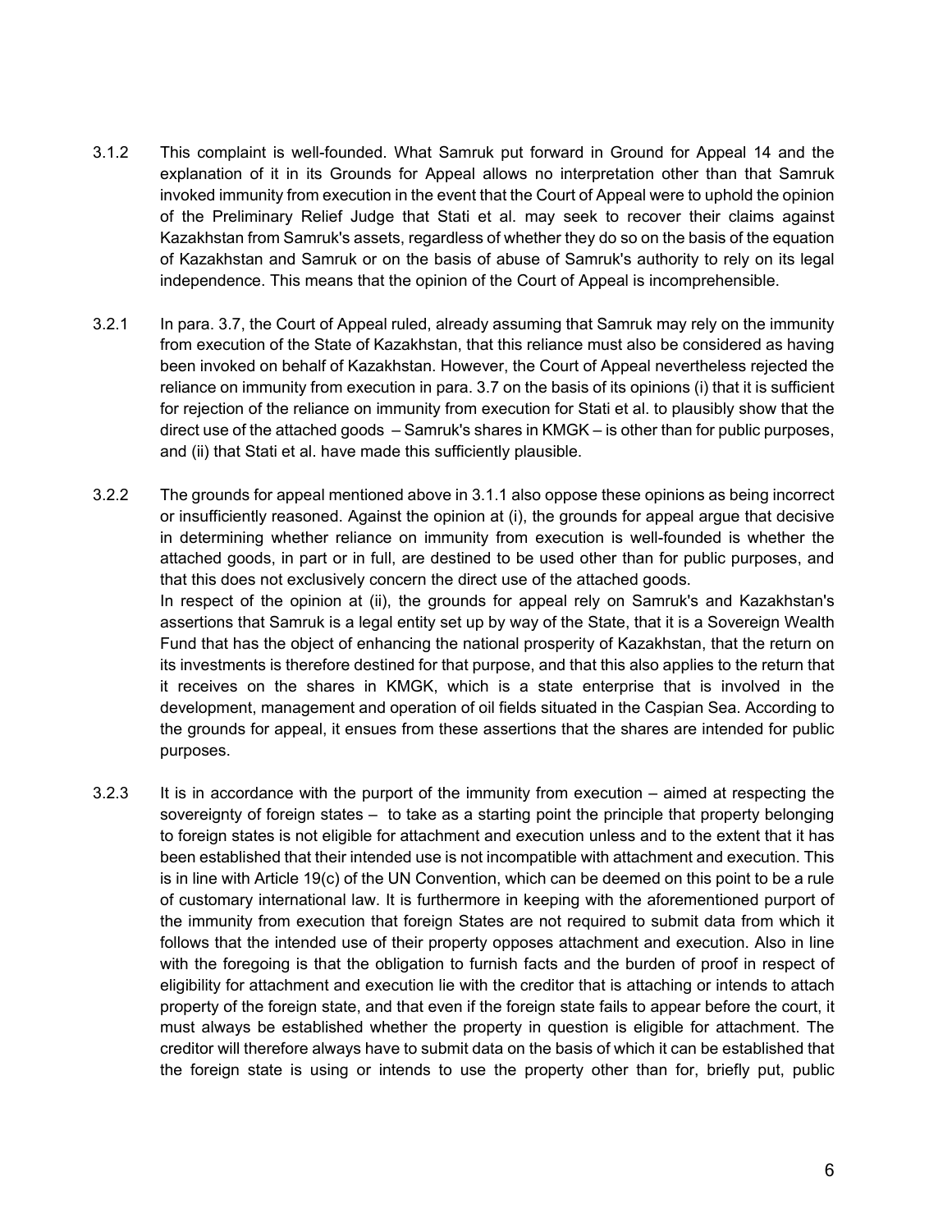3.1.2 This complaint is well-founded. What Samruk put forward in Ground for Appeal 14 and the explanation of it in its Grounds for Appeal allows no interpretation other than that Samruk invoked immunity from execution in the event that the Court of Appeal were to uphold the opinion of the Preliminary Relief Judge that Stati et al. may seek to recover their claims against Kazakhstan from Samruk's assets, regardless of whether they do so on the basis of the equation of Kazakhstan and Samruk or on the basis of abuse of Samruk's authority to rely on its legal independence. This means that the opinion of the Court of Appeal is incomprehensible.

3.2.1 In para. 3.7, the Court of Appeal ruled, already assuming that Samruk may rely on the immunity from execution of the State of Kazakhstan, that this reliance must also be considered as having been invoked on behalf of Kazakhstan. However, the Court of Appeal nevertheless rejected the reliance on immunity from execution in para. 3.7 on the basis of its opinions (i) that it is sufficient for rejection of the reliance on immunity from execution for Stati et al. to plausibly show that the direct use of the attached goods – Samruk's shares in KMGK – is other than for public purposes, and (ii) that Stati et al. have made this sufficiently plausible.

3.2.2 The grounds for appeal mentioned above in 3.1.1 also oppose these opinions as being incorrect or insufficiently reasoned. Against the opinion at (i), the grounds for appeal argue that decisive in determining whether reliance on immunity from execution is well-founded is whether the attached goods, in part or in full, are destined to be used other than for public purposes, and that this does not exclusively concern the direct use of the attached goods.
In respect of the opinion at (ii), the grounds for appeal rely on Samruk's and Kazakhstan's assertions that Samruk is a legal entity set up by way of the State, that it is a Sovereign Wealth Fund that has the object of enhancing the national prosperity of Kazakhstan, that the return on its investments is therefore destined for that purpose, and that this also applies to the return that it receives on the shares in KMGK, which is a state enterprise that is involved in the development, management and operation of oil fields situated in the Caspian Sea. According to the grounds for appeal, it ensues from these assertions that the shares are intended for public purposes.

3.2.3 It is in accordance with the purport of the immunity from execution – aimed at respecting the sovereignty of foreign states – to take as a starting point the principle that property belonging to foreign states is not eligible for attachment and execution unless and to the extent that it has been established that their intended use is not incompatible with attachment and execution. This is in line with Article 19(c) of the UN Convention, which can be deemed on this point to be a rule of customary international law. It is furthermore in keeping with the aforementioned purport of the immunity from execution that foreign States are not required to submit data from which it follows that the intended use of their property opposes attachment and execution. Also in line with the foregoing is that the obligation to furnish facts and the burden of proof in respect of eligibility for attachment and execution lie with the creditor that is attaching or intends to attach property of the foreign state, and that even if the foreign state fails to appear before the court, it must always be established whether the property in question is eligible for attachment. The creditor will therefore always have to submit data on the basis of which it can be established that the foreign state is using or intends to use the property other than for, briefly put, public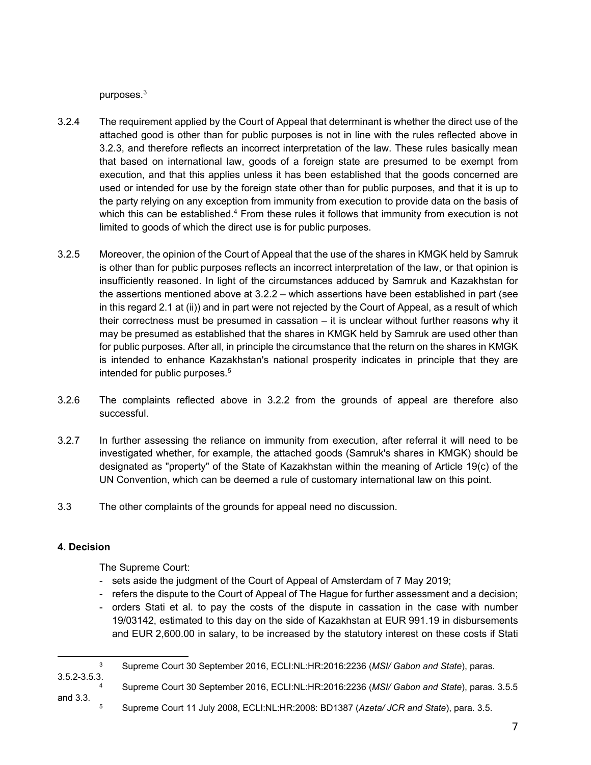purposes.[3]

3.2.4 The requirement applied by the Court of Appeal that determinant is whether the direct use of the attached good is other than for public purposes is not in line with the rules reflected above in 3.2.3, and therefore reflects an incorrect interpretation of the law. These rules basically mean that based on international law, goods of a foreign state are presumed to be exempt from execution, and that this applies unless it has been established that the goods concerned are used or intended for use by the foreign state other than for public purposes, and that it is up to the party relying on any exception from immunity from execution to provide data on the basis of which this can be established.[4] From these rules it follows that immunity from execution is not limited to goods of which the direct use is for public purposes.

3.2.5 Moreover, the opinion of the Court of Appeal that the use of the shares in KMGK held by Samruk is other than for public purposes reflects an incorrect interpretation of the law, or that opinion is insufficiently reasoned. In light of the circumstances adduced by Samruk and Kazakhstan for the assertions mentioned above at 3.2.2 – which assertions have been established in part (see in this regard 2.1 at (ii)) and in part were not rejected by the Court of Appeal, as a result of which their correctness must be presumed in cassation – it is unclear without further reasons why it may be presumed as established that the shares in KMGK held by Samruk are used other than for public purposes. After all, in principle the circumstance that the return on the shares in KMGK is intended to enhance Kazakhstan's national prosperity indicates in principle that they are intended for public purposes.[5]

3.2.6 The complaints reflected above in 3.2.2 from the grounds of appeal are therefore also successful.

3.2.7 In further assessing the reliance on immunity from execution, after referral it will need to be investigated whether, for example, the attached goods (Samruk's shares in KMGK) should be designated as "property" of the State of Kazakhstan within the meaning of Article 19(c) of the UN Convention, which can be deemed a rule of customary international law on this point.

3.3 The other complaints of the grounds for appeal need no discussion.

**4. Decision**

The Supreme Court:

- sets aside the judgment of the Court of Appeal of Amsterdam of 7 May 2019;
- refers the dispute to the Court of Appeal of The Hague for further assessment and a decision;
- orders Stati et al. to pay the costs of the dispute in cassation in the case with number 19/03142, estimated to this day on the side of Kazakhstan at EUR 991.19 in disbursements and EUR 2,600.00 in salary, to be increased by the statutory interest on these costs if Stati

---

[3] Supreme Court 30 September 2016, ECLI:NL:HR:2016:2236 (*MSI/ Gabon and State*), paras. 3.5.2-3.5.3.

[4] Supreme Court 30 September 2016, ECLI:NL:HR:2016:2236 (*MSI/ Gabon and State*), paras. 3.5.5 and 3.3.

[5] Supreme Court 11 July 2008, ECLI:NL:HR:2008: BD1387 (*Azeta/ JCR and State*), para. 3.5.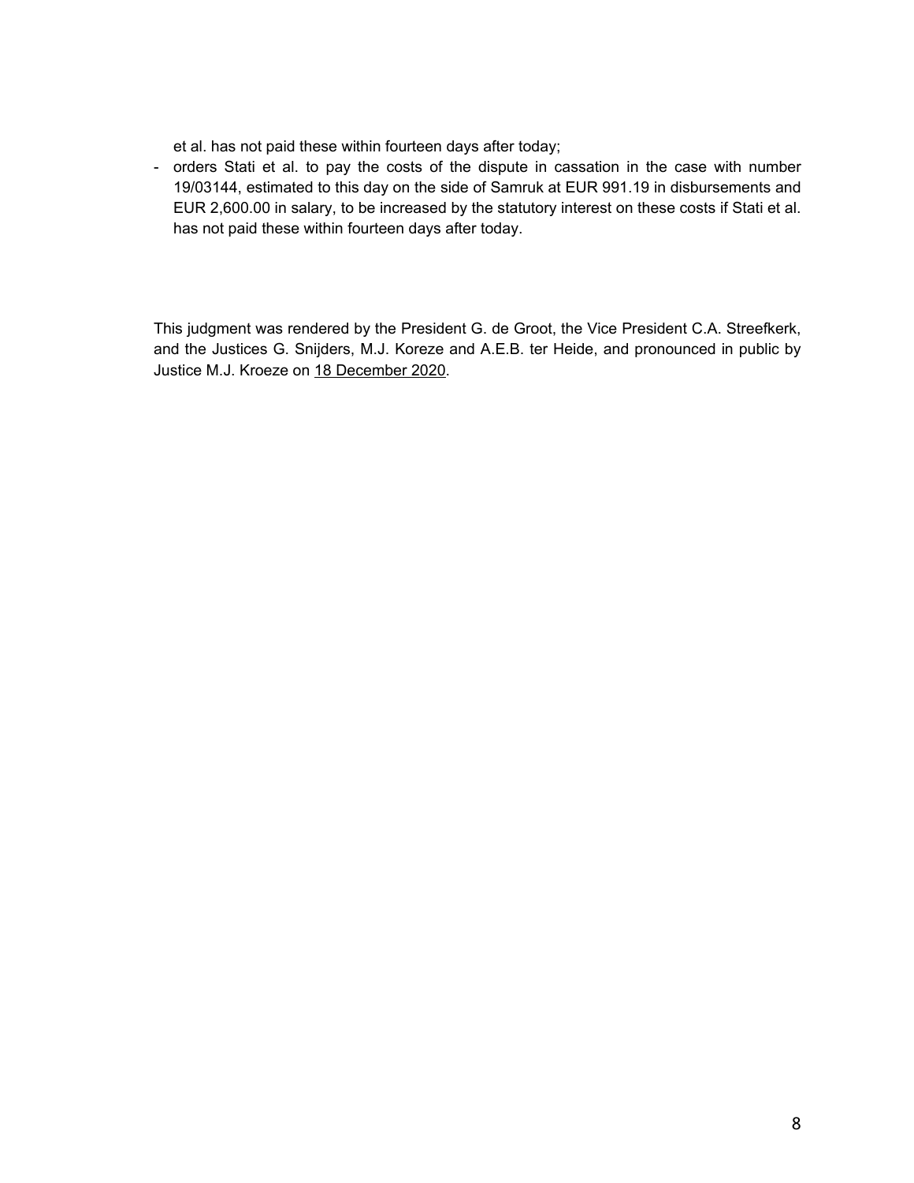et al. has not paid these within fourteen days after today;

- orders Stati et al. to pay the costs of the dispute in cassation in the case with number 19/03144, estimated to this day on the side of Samruk at EUR 991.19 in disbursements and EUR 2,600.00 in salary, to be increased by the statutory interest on these costs if Stati et al. has not paid these within fourteen days after today.

This judgment was rendered by the President G. de Groot, the Vice President C.A. Streefkerk, and the Justices G. Snijders, M.J. Koreze and A.E.B. ter Heide, and pronounced in public by Justice M.J. Kroeze on 18 December 2020.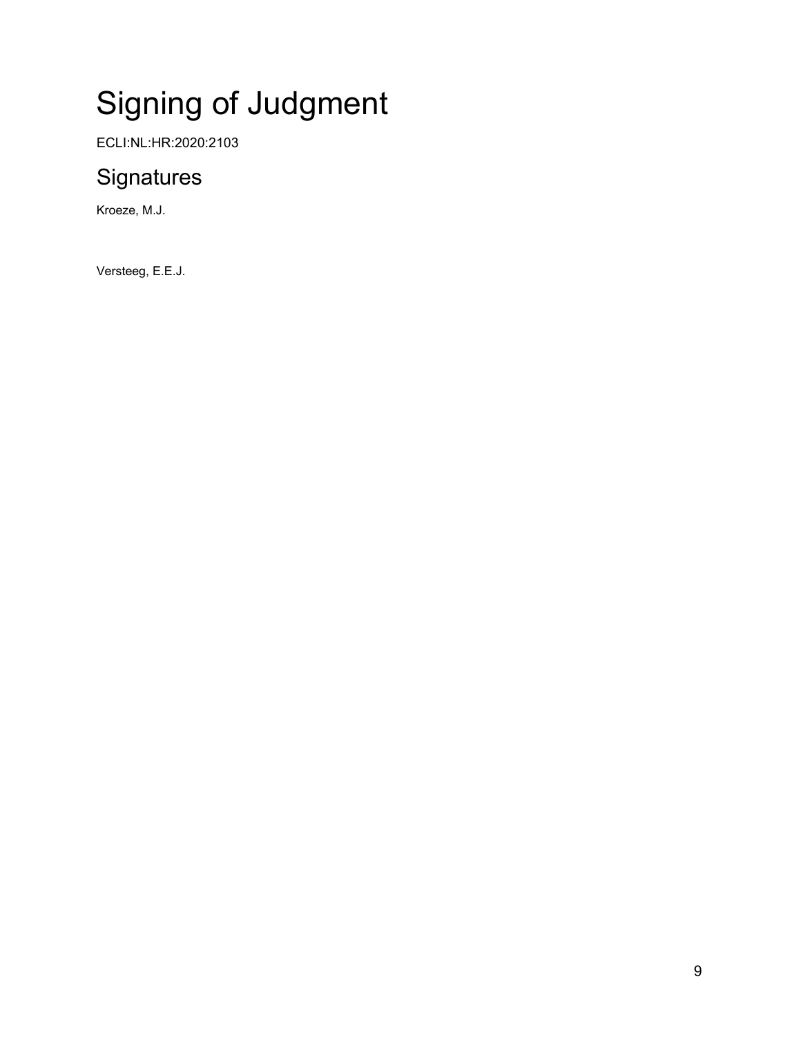# Signing of Judgment

ECLI:NL:HR:2020:2103

## Signatures

Kroeze, M.J.

Versteeg, E.E.J.